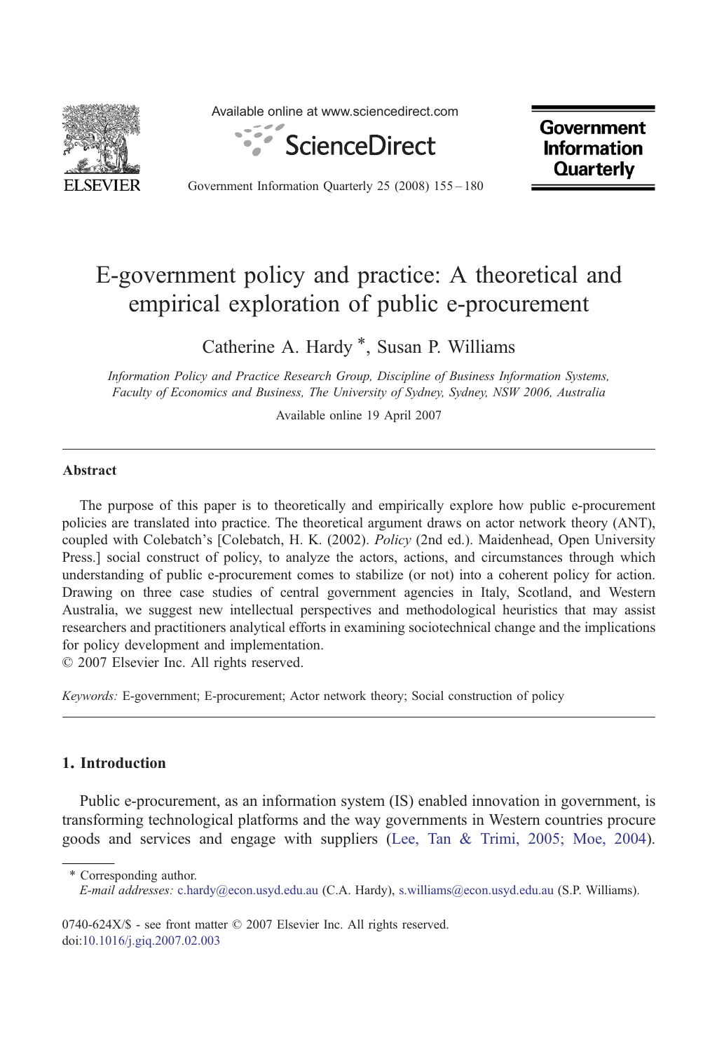# E-government policy and practice: A theoretical and empirical exploration of public e-procurement

Catherine A. Hardy *, Susan P. Williams

*Information Policy and Practice Research Group, Discipline of Business Information Systems, Faculty of Economics and Business, The University of Sydney, Sydney, NSW 2006, Australia*

Available online 19 April 2007

## Abstract

The purpose of this paper is to theoretically and empirically explore how public e-procurement policies are translated into practice. The theoretical argument draws on actor network theory (ANT), coupled with Colebatch's [Colebatch, H. K. (2002). *Policy* (2nd ed.). Maidenhead, Open University Press.] social construct of policy, to analyze the actors, actions, and circumstances through which understanding of public e-procurement comes to stabilize (or not) into a coherent policy for action. Drawing on three case studies of central government agencies in Italy, Scotland, and Western Australia, we suggest new intellectual perspectives and methodological heuristics that may assist researchers and practitioners analytical efforts in examining sociotechnical change and the implications for policy development and implementation.

© 2007 Elsevier Inc. All rights reserved.

*Keywords:* E-government; E-procurement; Actor network theory; Social construction of policy

## 1. Introduction

Public e-procurement, as an information system (IS) enabled innovation in government, is transforming technological platforms and the way governments in Western countries procure goods and services and engage with suppliers (Lee, Tan & Trimi, 2005; Moe, 2004).

* Corresponding author.
*E-mail addresses:* c.hardy@econ.usyd.edu.au (C.A. Hardy), s.williams@econ.usyd.edu.au (S.P. Williams).

0740-624X/$ - see front matter © 2007 Elsevier Inc. All rights reserved.
doi:10.1016/j.giq.2007.02.003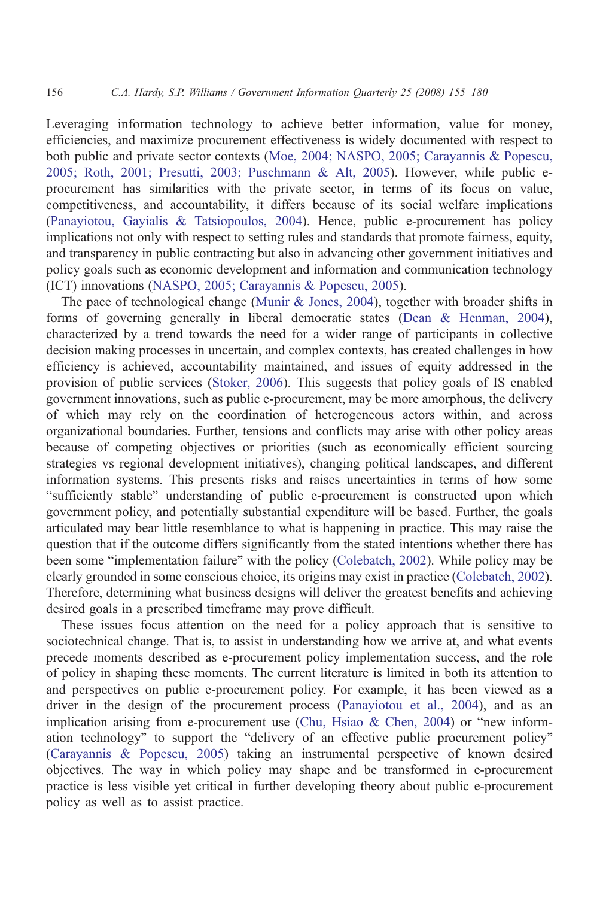Leveraging information technology to achieve better information, value for money, efficiencies, and maximize procurement effectiveness is widely documented with respect to both public and private sector contexts (Moe, 2004; NASPO, 2005; Carayannis & Popescu, 2005; Roth, 2001; Presutti, 2003; Puschmann & Alt, 2005). However, while public e-procurement has similarities with the private sector, in terms of its focus on value, competitiveness, and accountability, it differs because of its social welfare implications (Panayiotou, Gayialis & Tatsiopoulos, 2004). Hence, public e-procurement has policy implications not only with respect to setting rules and standards that promote fairness, equity, and transparency in public contracting but also in advancing other government initiatives and policy goals such as economic development and information and communication technology (ICT) innovations (NASPO, 2005; Carayannis & Popescu, 2005).

The pace of technological change (Munir & Jones, 2004), together with broader shifts in forms of governing generally in liberal democratic states (Dean & Henman, 2004), characterized by a trend towards the need for a wider range of participants in collective decision making processes in uncertain, and complex contexts, has created challenges in how efficiency is achieved, accountability maintained, and issues of equity addressed in the provision of public services (Stoker, 2006). This suggests that policy goals of IS enabled government innovations, such as public e-procurement, may be more amorphous, the delivery of which may rely on the coordination of heterogeneous actors within, and across organizational boundaries. Further, tensions and conflicts may arise with other policy areas because of competing objectives or priorities (such as economically efficient sourcing strategies vs regional development initiatives), changing political landscapes, and different information systems. This presents risks and raises uncertainties in terms of how some "sufficiently stable" understanding of public e-procurement is constructed upon which government policy, and potentially substantial expenditure will be based. Further, the goals articulated may bear little resemblance to what is happening in practice. This may raise the question that if the outcome differs significantly from the stated intentions whether there has been some "implementation failure" with the policy (Colebatch, 2002). While policy may be clearly grounded in some conscious choice, its origins may exist in practice (Colebatch, 2002). Therefore, determining what business designs will deliver the greatest benefits and achieving desired goals in a prescribed timeframe may prove difficult.

These issues focus attention on the need for a policy approach that is sensitive to sociotechnical change. That is, to assist in understanding how we arrive at, and what events precede moments described as e-procurement policy implementation success, and the role of policy in shaping these moments. The current literature is limited in both its attention to and perspectives on public e-procurement policy. For example, it has been viewed as a driver in the design of the procurement process (Panayiotou et al., 2004), and as an implication arising from e-procurement use (Chu, Hsiao & Chen, 2004) or "new information technology" to support the "delivery of an effective public procurement policy" (Carayannis & Popescu, 2005) taking an instrumental perspective of known desired objectives. The way in which policy may shape and be transformed in e-procurement practice is less visible yet critical in further developing theory about public e-procurement policy as well as to assist practice.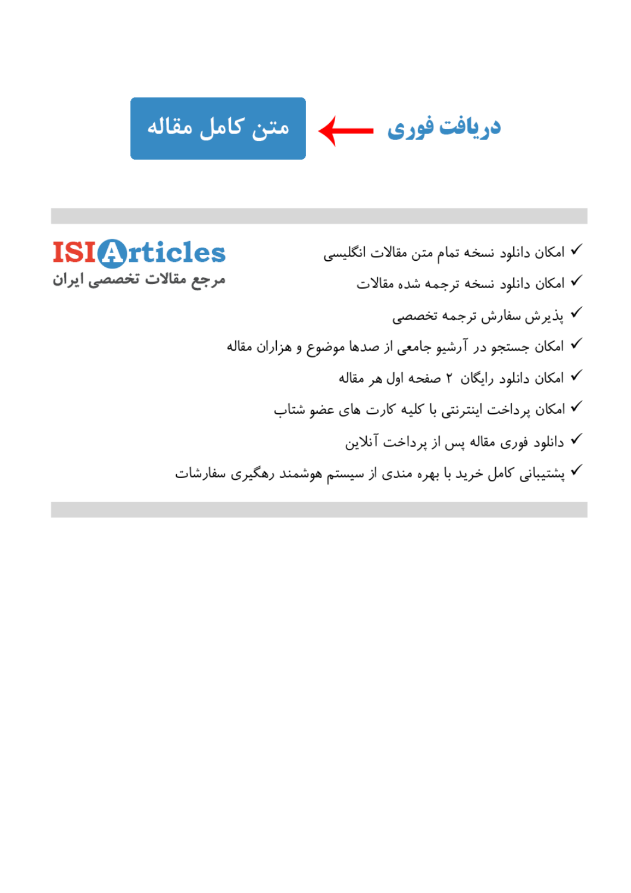دریافت فوری ← **متن کامل مقاله**

**ISIArticles**
مرجع مقالات تخصصی ایران

- ✓ امکان دانلود نسخه تمام متن مقالات انگلیسی
- ✓ امکان دانلود نسخه ترجمه شده مقالات
- ✓ پذیرش سفارش ترجمه تخصصی
- ✓ امکان جستجو در آرشیو جامعی از صدها موضوع و هزاران مقاله
- ✓ امکان دانلود رایگان ۲ صفحه اول هر مقاله
- ✓ امکان پرداخت اینترنتی با کلیه کارت های عضو شتاب
- ✓ دانلود فوری مقاله پس از پرداخت آنلاین
- ✓ پشتیبانی کامل خرید با بهره مندی از سیستم هوشمند رهگیری سفارشات